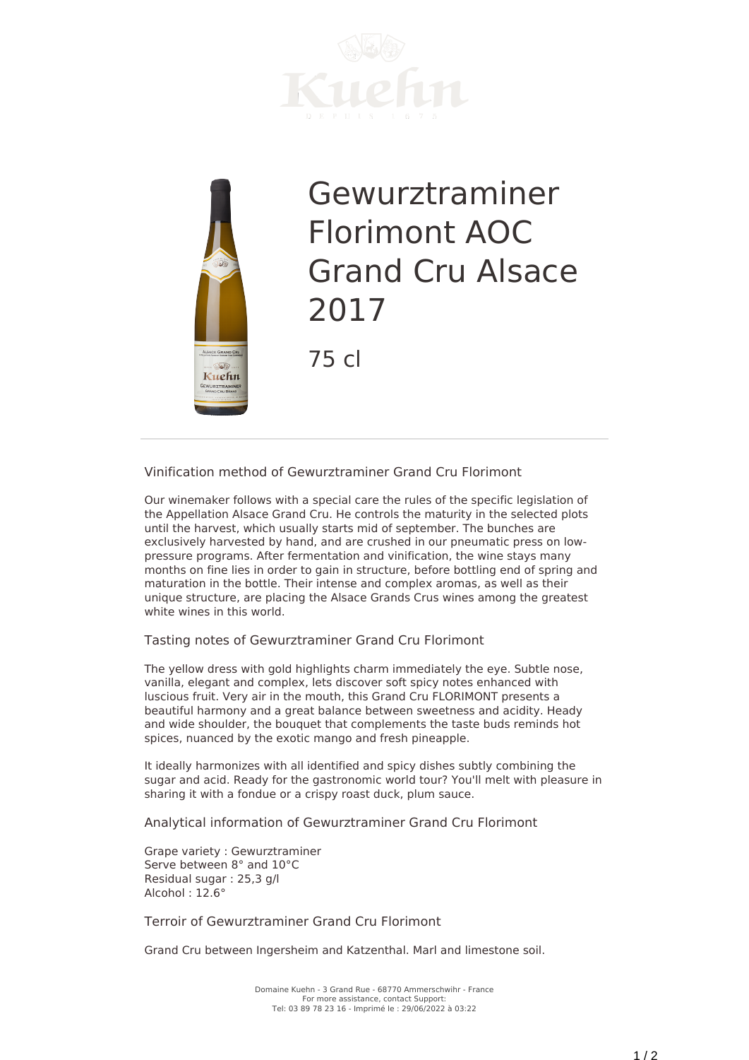# Gewurztraminer Florimont AOC Grand Cru Alsace 2017

75 cl

## Vinification method of Gewurztraminer Grand Cru Florimont

Our winemaker follows with a special care the rules of the specific legislation of the Appellation Alsace Grand Cru. He controls the maturity in the selected plots until the harvest, which usually starts mid of september. The bunches are exclusively harvested by hand, and are crushed in our pneumatic press on low-pressure programs. After fermentation and vinification, the wine stays many months on fine lies in order to gain in structure, before bottling end of spring and maturation in the bottle. Their intense and complex aromas, as well as their unique structure, are placing the Alsace Grands Crus wines among the greatest white wines in this world.

## Tasting notes of Gewurztraminer Grand Cru Florimont

The yellow dress with gold highlights charm immediately the eye. Subtle nose, vanilla, elegant and complex, lets discover soft spicy notes enhanced with luscious fruit. Very air in the mouth, this Grand Cru FLORIMONT presents a beautiful harmony and a great balance between sweetness and acidity. Heady and wide shoulder, the bouquet that complements the taste buds reminds hot spices, nuanced by the exotic mango and fresh pineapple.

It ideally harmonizes with all identified and spicy dishes subtly combining the sugar and acid. Ready for the gastronomic world tour? You'll melt with pleasure in sharing it with a fondue or a crispy roast duck, plum sauce.

## Analytical information of Gewurztraminer Grand Cru Florimont

Grape variety : Gewurztraminer
Serve between 8° and 10°C
Residual sugar : 25,3 g/l
Alcohol : 12.6°

## Terroir of Gewurztraminer Grand Cru Florimont

Grand Cru between Ingersheim and Katzenthal. Marl and limestone soil.

Domaine Kuehn - 3 Grand Rue - 68770 Ammerschwihr - France
For more assistance, contact Support:
Tel: 03 89 78 23 16 - Imprimé le : 29/06/2022 à 03:22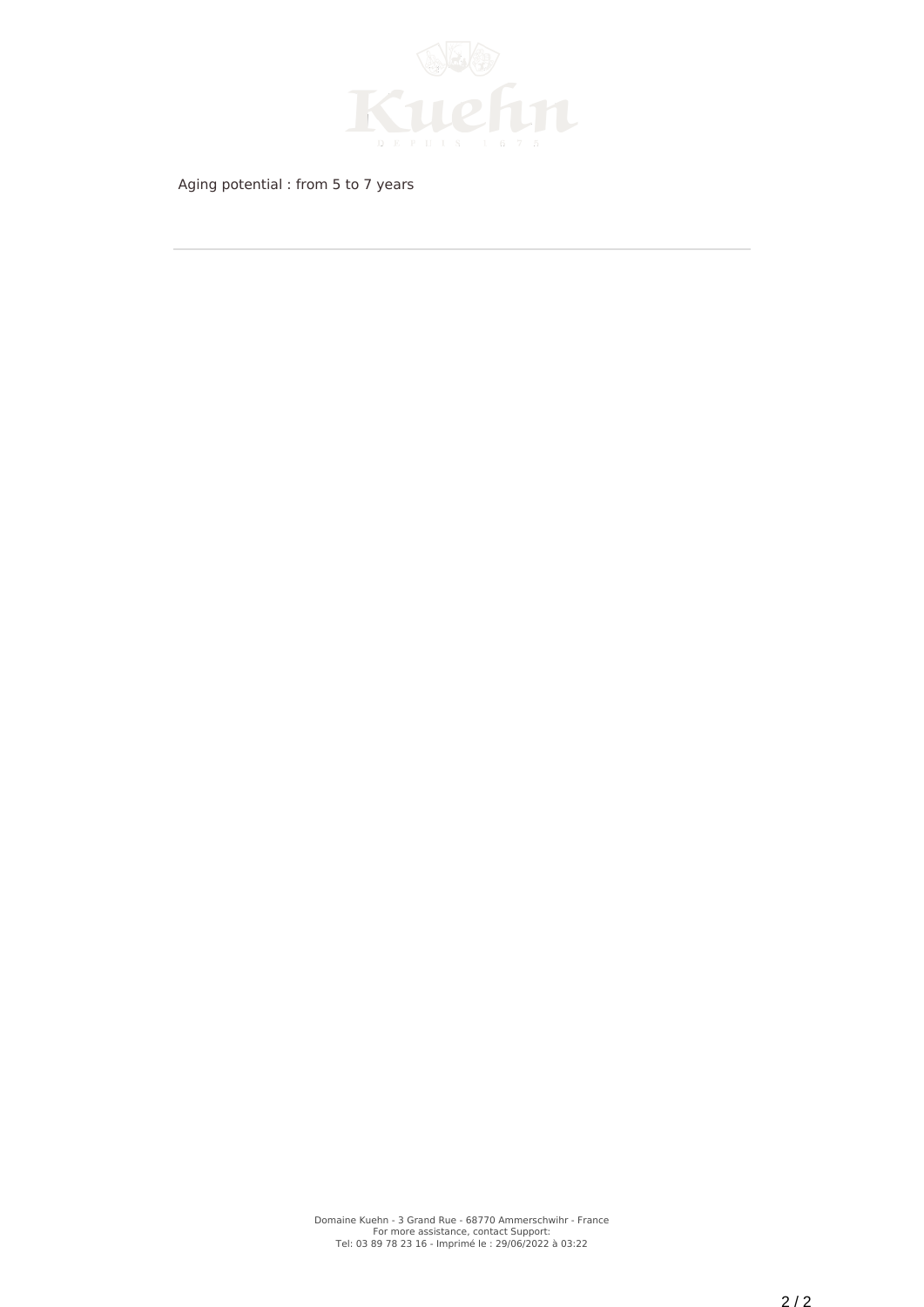Aging potential : from 5 to 7 years

---

Domaine Kuehn - 3 Grand Rue - 68770 Ammerschwihr - France
For more assistance, contact Support:
Tel: 03 89 78 23 16 - Imprimé le : 29/06/2022 à 03:22